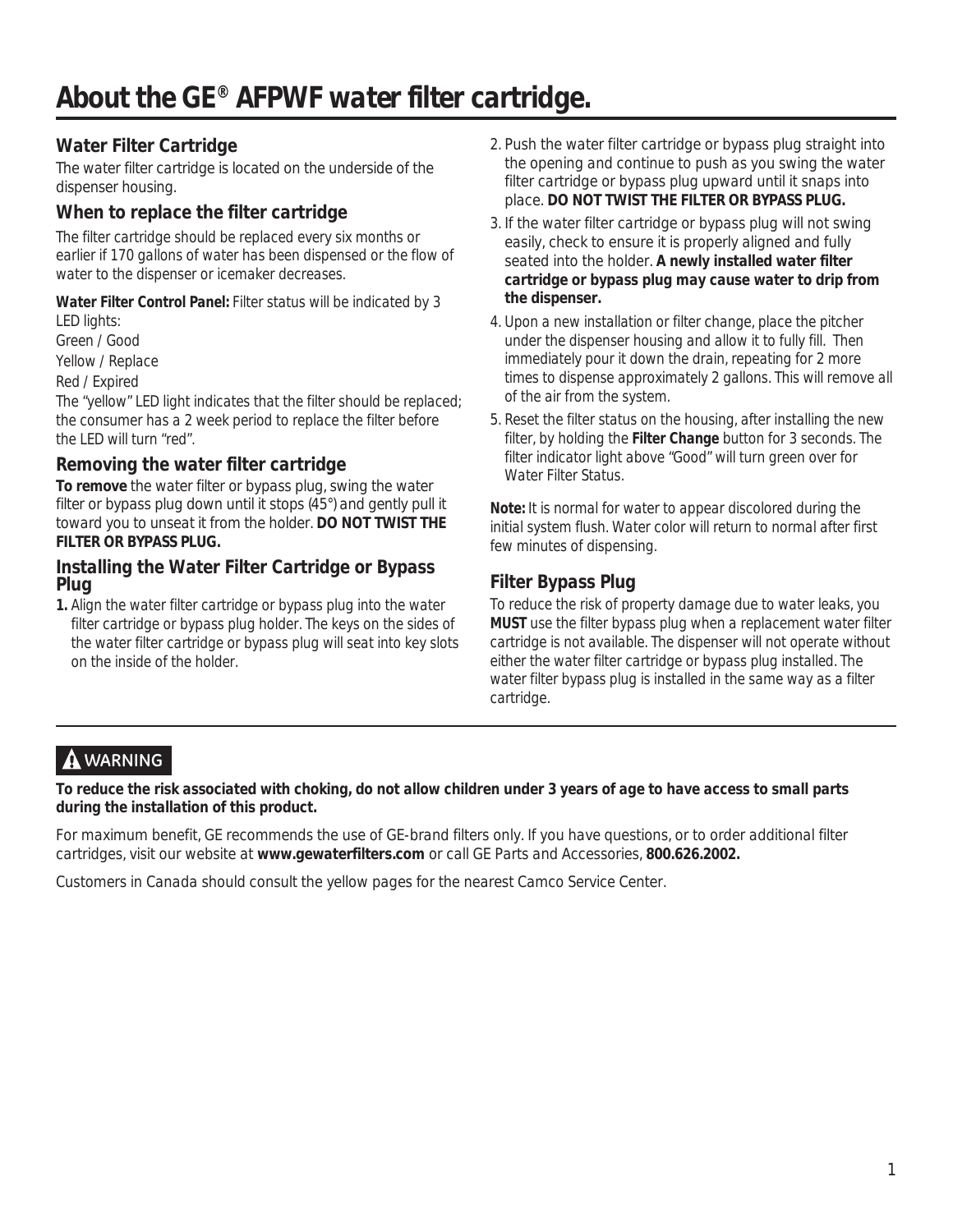# About the GE® AFPWF water filter cartridge.

## Water Filter Cartridge

The water filter cartridge is located on the underside of the dispenser housing.

## When to replace the filter cartridge

The filter cartridge should be replaced every six months or earlier if 170 gallons of water has been dispensed or the flow of water to the dispenser or icemaker decreases.

**Water Filter Control Panel:** Filter status will be indicated by 3 LED lights:
Green / Good
Yellow / Replace
Red / Expired
The "yellow" LED light indicates that the filter should be replaced; the consumer has a 2 week period to replace the filter before the LED will turn "red".

## Removing the water filter cartridge

**To remove** the water filter or bypass plug, swing the water filter or bypass plug down until it stops (45°) and gently pull it toward you to unseat it from the holder. **DO NOT TWIST THE FILTER OR BYPASS PLUG.**

## Installing the Water Filter Cartridge or Bypass Plug

1. Align the water filter cartridge or bypass plug into the water filter cartridge or bypass plug holder. The keys on the sides of the water filter cartridge or bypass plug will seat into key slots on the inside of the holder.
2. Push the water filter cartridge or bypass plug straight into the opening and continue to push as you swing the water filter cartridge or bypass plug upward until it snaps into place. **DO NOT TWIST THE FILTER OR BYPASS PLUG.**
3. If the water filter cartridge or bypass plug will not swing easily, check to ensure it is properly aligned and fully seated into the holder. **A newly installed water filter cartridge or bypass plug may cause water to drip from the dispenser.**
4. Upon a new installation or filter change, place the pitcher under the dispenser housing and allow it to fully fill. Then immediately pour it down the drain, repeating for 2 more times to dispense approximately 2 gallons. This will remove all of the air from the system.
5. Reset the filter status on the housing, after installing the new filter, by holding the **Filter Change** button for 3 seconds. The filter indicator light above "Good" will turn green over for Water Filter Status.

**Note:** It is normal for water to appear discolored during the initial system flush. Water color will return to normal after first few minutes of dispensing.

## Filter Bypass Plug

To reduce the risk of property damage due to water leaks, you **MUST** use the filter bypass plug when a replacement water filter cartridge is not available. The dispenser will not operate without either the water filter cartridge or bypass plug installed. The water filter bypass plug is installed in the same way as a filter cartridge.

---

**⚠ WARNING**

**To reduce the risk associated with choking, do not allow children under 3 years of age to have access to small parts during the installation of this product.**

For maximum benefit, GE recommends the use of GE-brand filters only. If you have questions, or to order additional filter cartridges, visit our website at **www.gewaterfilters.com** or call GE Parts and Accessories, **800.626.2002.**

Customers in Canada should consult the yellow pages for the nearest Camco Service Center.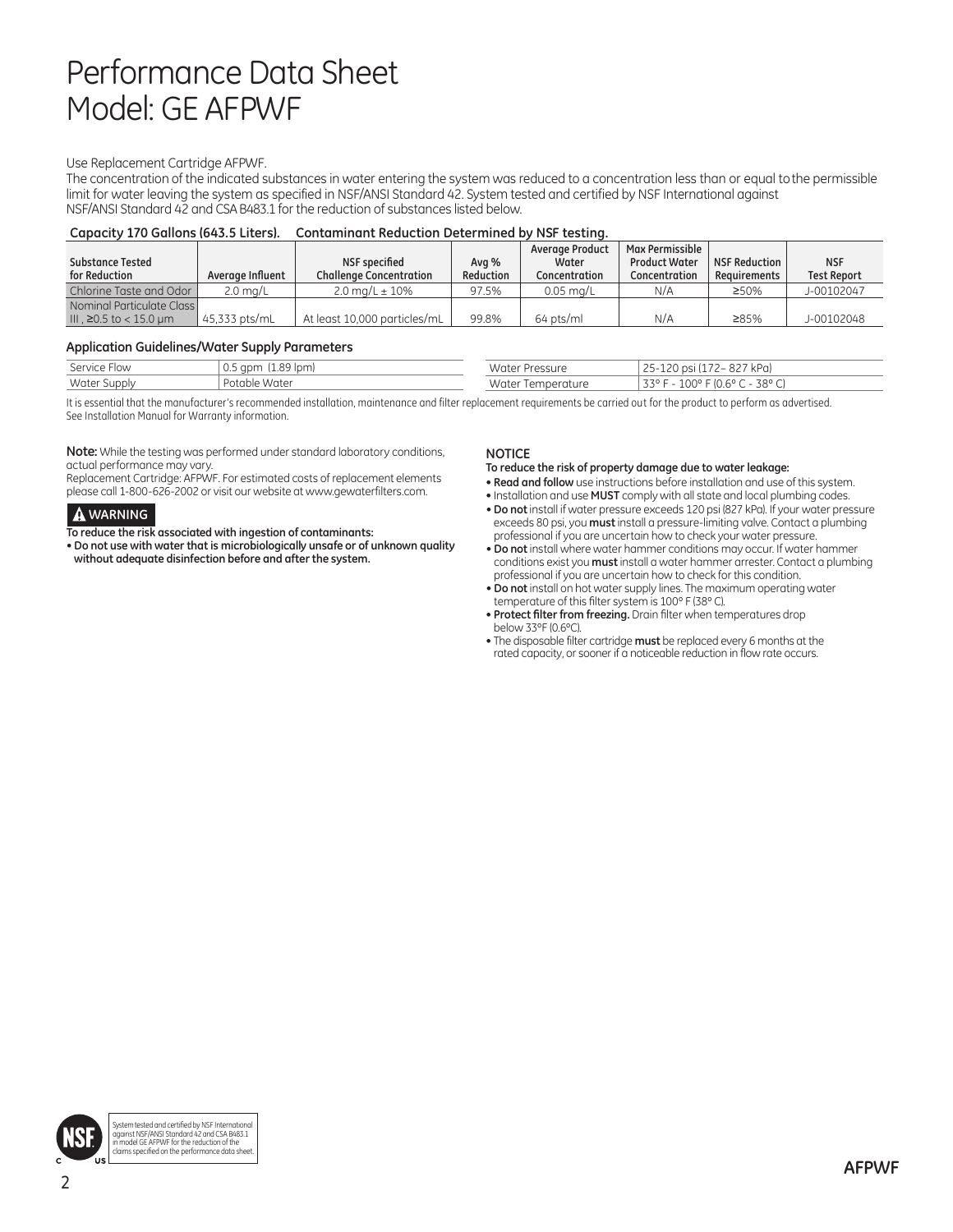# Performance Data Sheet
# Model: GE AFPWF

Use Replacement Cartridge AFPWF.

The concentration of the indicated substances in water entering the system was reduced to a concentration less than or equal to the permissible limit for water leaving the system as specified in NSF/ANSI Standard 42. System tested and certified by NSF International against NSF/ANSI Standard 42 and CSA B483.1 for the reduction of substances listed below.

**Capacity 170 Gallons (643.5 Liters). Contaminant Reduction Determined by NSF testing.**

| Substance Tested for Reduction | Average Influent | NSF specified Challenge Concentration | Avg % Reduction | Average Product Water Concentration | Max Permissible Product Water Concentration | NSF Reduction Requirements | NSF Test Report |
|---|---|---|---|---|---|---|---|
| Chlorine Taste and Odor | 2.0 mg/L | 2.0 mg/L ± 10% | 97.5% | 0.05 mg/L | N/A | ≥50% | J-00102047 |
| Nominal Particulate Class III , ≥0.5 to < 15.0 μm | 45,333 pts/mL | At least 10,000 particles/mL | 99.8% | 64 pts/ml | N/A | ≥85% | J-00102048 |

**Application Guidelines/Water Supply Parameters**

| | | | |
|---|---|---|---|
| Service Flow | 0.5 gpm (1.89 lpm) | Water Pressure | 25-120 psi (172– 827 kPa) |
| Water Supply | Potable Water | Water Temperature | 33° F - 100° F (0.6° C - 38° C) |

*It is essential that the manufacturer's recommended installation, maintenance and filter replacement requirements be carried out for the product to perform as advertised. See Installation Manual for Warranty information.*

**Note:** While the testing was performed under standard laboratory conditions, actual performance may vary.

Replacement Cartridge: AFPWF. For estimated costs of replacement elements please call 1-800-626-2002 or visit our website at www.gewaterfilters.com.

**⚠ WARNING**

**To reduce the risk associated with ingestion of contaminants:**

- **Do not use with water that is microbiologically unsafe or of unknown quality without adequate disinfection before and after the system.**

**NOTICE**

**To reduce the risk of property damage due to water leakage:**

- **Read and follow** use instructions before installation and use of this system.
- Installation and use **MUST** comply with all state and local plumbing codes.
- **Do not** install if water pressure exceeds 120 psi (827 kPa). If your water pressure exceeds 80 psi, you **must** install a pressure-limiting valve. Contact a plumbing professional if you are uncertain how to check your water pressure.
- **Do not** install where water hammer conditions may occur. If water hammer conditions exist you **must** install a water hammer arrester. Contact a plumbing professional if you are uncertain how to check for this condition.
- **Do not** install on hot water supply lines. The maximum operating water temperature of this filter system is 100° F (38° C).
- **Protect filter from freezing.** Drain filter when temperatures drop below 33°F (0.6°C).
- The disposable filter cartridge **must** be replaced every 6 months at the rated capacity, or sooner if a noticeable reduction in flow rate occurs.

NSF C US — System tested and certified by NSF International against NSF/ANSI Standard 42 and CSA B483.1 in model GE AFPWF for the reduction of the claims specified on the performance data sheet.

AFPWF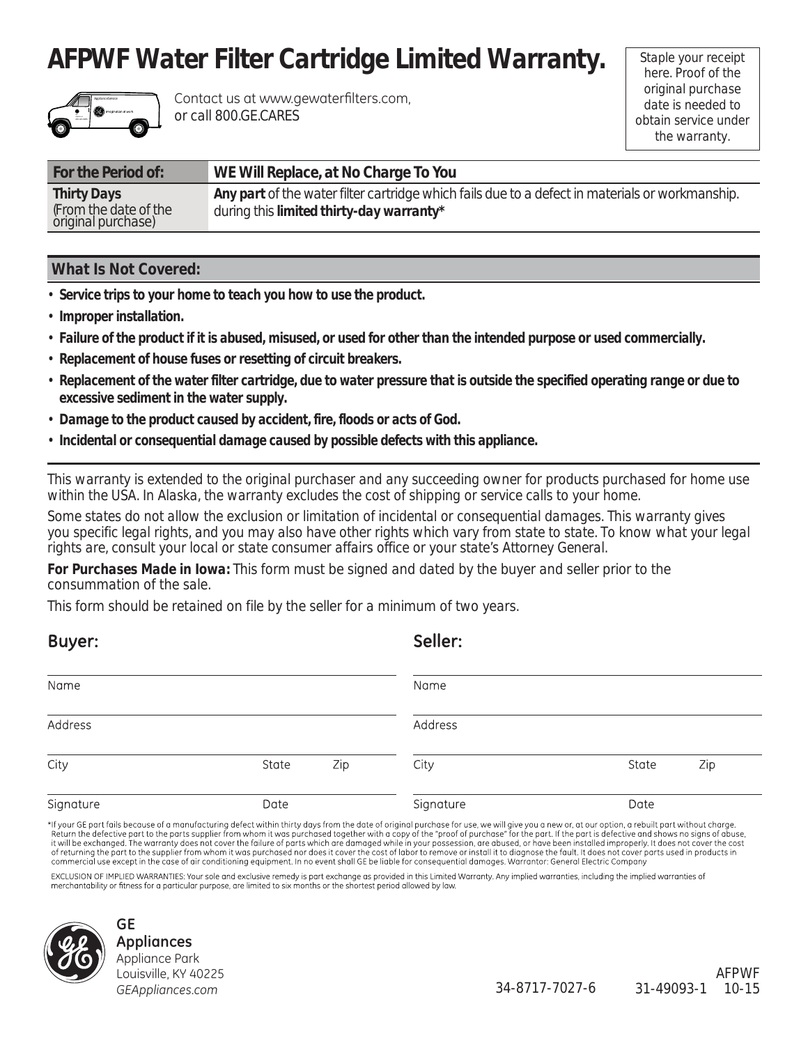# AFPWF Water Filter Cartridge Limited Warranty.

Contact us at www.gewaterfilters.com, or call 800.GE.CARES

Staple your receipt here. Proof of the original purchase date is needed to obtain service under the warranty.

| For the Period of: | WE Will Replace, at No Charge To You |
|---|---|
| **Thirty Days** (From the date of the original purchase) | ***Any part*** of the water filter cartridge which fails due to a defect in materials or workmanship. during this **limited thirty-day warranty*** |

## What Is Not Covered:

- **Service trips to your home to teach you how to use the product.**
- **Improper installation.**
- **Failure of the product if it is abused, misused, or used for other than the intended purpose or used commercially.**
- **Replacement of house fuses or resetting of circuit breakers.**
- **Replacement of the water filter cartridge, due to water pressure that is outside the specified operating range or due to excessive sediment in the water supply.**
- **Damage to the product caused by accident, fire, floods or acts of God.**
- **Incidental or consequential damage caused by possible defects with this appliance.**

This warranty is extended to the original purchaser and any succeeding owner for products purchased for home use within the USA. In Alaska, the warranty excludes the cost of shipping or service calls to your home.

Some states do not allow the exclusion or limitation of incidental or consequential damages. This warranty gives you specific legal rights, and you may also have other rights which vary from state to state. To know what your legal rights are, consult your local or state consumer affairs office or your state's Attorney General.

**For Purchases Made in Iowa:** This form must be signed and dated by the buyer and seller prior to the consummation of the sale.

This form should be retained on file by the seller for a minimum of two years.

**Buyer:**

Name

Address

City State Zip

Signature Date

**Seller:**

Name

Address

City State Zip

Signature Date

*If your GE part fails because of a manufacturing defect within thirty days from the date of original purchase for use, we will give you a new or, at our option, a rebuilt part without charge. Return the defective part to the parts supplier from whom it was purchased together with a copy of the "proof of purchase" for the part. If the part is defective and shows no signs of abuse, it will be exchanged. The warranty does not cover the failure of parts which are damaged while in your possession, are abused, or have been installed improperly. It does not cover the cost of returning the part to the supplier from whom it was purchased nor does it cover the cost of labor to remove or install it to diagnose the fault. It does not cover parts used in products in commercial use except in the case of air conditioning equipment. In no event shall GE be liable for consequential damages. Warrantor: General Electric Company

EXCLUSION OF IMPLIED WARRANTIES: Your sole and exclusive remedy is part exchange as provided in this Limited Warranty. Any implied warranties, including the implied warranties of merchantability or fitness for a particular purpose, are limited to six months or the shortest period allowed by law.

**GE Appliances**
Appliance Park
Louisville, KY 40225
*GEAppliances.com*

34-8717-7027-6 31-49093-1 AFPWF 10-15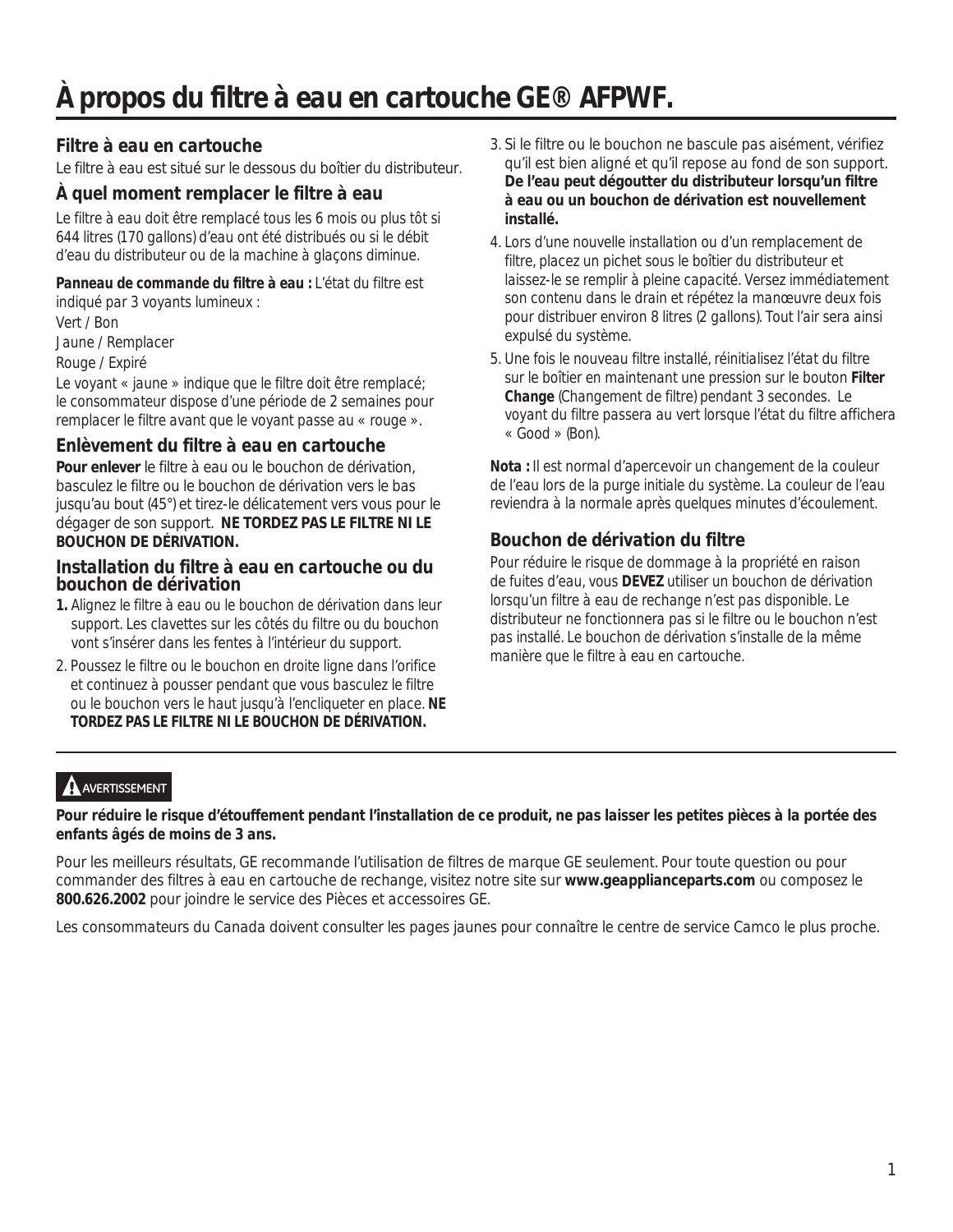# À propos du filtre à eau en cartouche GE® AFPWF.

## Filtre à eau en cartouche

Le filtre à eau est situé sur le dessous du boîtier du distributeur.

## À quel moment remplacer le filtre à eau

Le filtre à eau doit être remplacé tous les 6 mois ou plus tôt si 644 litres (170 gallons) d'eau ont été distribués ou si le débit d'eau du distributeur ou de la machine à glaçons diminue.

**Panneau de commande du filtre à eau :** L'état du filtre est indiqué par 3 voyants lumineux :

Vert / Bon

Jaune / Remplacer

Rouge / Expiré

Le voyant « jaune » indique que le filtre doit être remplacé; le consommateur dispose d'une période de 2 semaines pour remplacer le filtre avant que le voyant passe au « rouge ».

## Enlèvement du filtre à eau en cartouche

**Pour enlever** le filtre à eau ou le bouchon de dérivation, basculez le filtre ou le bouchon de dérivation vers le bas jusqu'au bout (45°) et tirez-le délicatement vers vous pour le dégager de son support. **NE TORDEZ PAS LE FILTRE NI LE BOUCHON DE DÉRIVATION.**

## Installation du filtre à eau en cartouche ou du bouchon de dérivation

1. Alignez le filtre à eau ou le bouchon de dérivation dans leur support. Les clavettes sur les côtés du filtre ou du bouchon vont s'insérer dans les fentes à l'intérieur du support.
2. Poussez le filtre ou le bouchon en droite ligne dans l'orifice et continuez à pousser pendant que vous basculez le filtre ou le bouchon vers le haut jusqu'à l'encliqueter en place. **NE TORDEZ PAS LE FILTRE NI LE BOUCHON DE DÉRIVATION.**
3. Si le filtre ou le bouchon ne bascule pas aisément, vérifiez qu'il est bien aligné et qu'il repose au fond de son support. **De l'eau peut dégoutter du distributeur lorsqu'un filtre à eau ou un bouchon de dérivation est nouvellement installé.**
4. Lors d'une nouvelle installation ou d'un remplacement de filtre, placez un pichet sous le boîtier du distributeur et laissez-le se remplir à pleine capacité. Versez immédiatement son contenu dans le drain et répétez la manœuvre deux fois pour distribuer environ 8 litres (2 gallons). Tout l'air sera ainsi expulsé du système.
5. Une fois le nouveau filtre installé, réinitialisez l'état du filtre sur le boîtier en maintenant une pression sur le bouton **Filter Change** (Changement de filtre) pendant 3 secondes. Le voyant du filtre passera au vert lorsque l'état du filtre affichera « Good » (Bon).

**Nota :** Il est normal d'apercevoir un changement de la couleur de l'eau lors de la purge initiale du système. La couleur de l'eau reviendra à la normale après quelques minutes d'écoulement.

## Bouchon de dérivation du filtre

Pour réduire le risque de dommage à la propriété en raison de fuites d'eau, vous **DEVEZ** utiliser un bouchon de dérivation lorsqu'un filtre à eau de rechange n'est pas disponible. Le distributeur ne fonctionnera pas si le filtre ou le bouchon n'est pas installé. Le bouchon de dérivation s'installe de la même manière que le filtre à eau en cartouche.

**⚠ AVERTISSEMENT**

**Pour réduire le risque d'étouffement pendant l'installation de ce produit, ne pas laisser les petites pièces à la portée des enfants âgés de moins de 3 ans.**

Pour les meilleurs résultats, GE recommande l'utilisation de filtres de marque GE seulement. Pour toute question ou pour commander des filtres à eau en cartouche de rechange, visitez notre site sur **www.geapplianceparts.com** ou composez le **800.626.2002** pour joindre le service des Pièces et accessoires GE.

Les consommateurs du Canada doivent consulter les pages jaunes pour connaître le centre de service Camco le plus proche.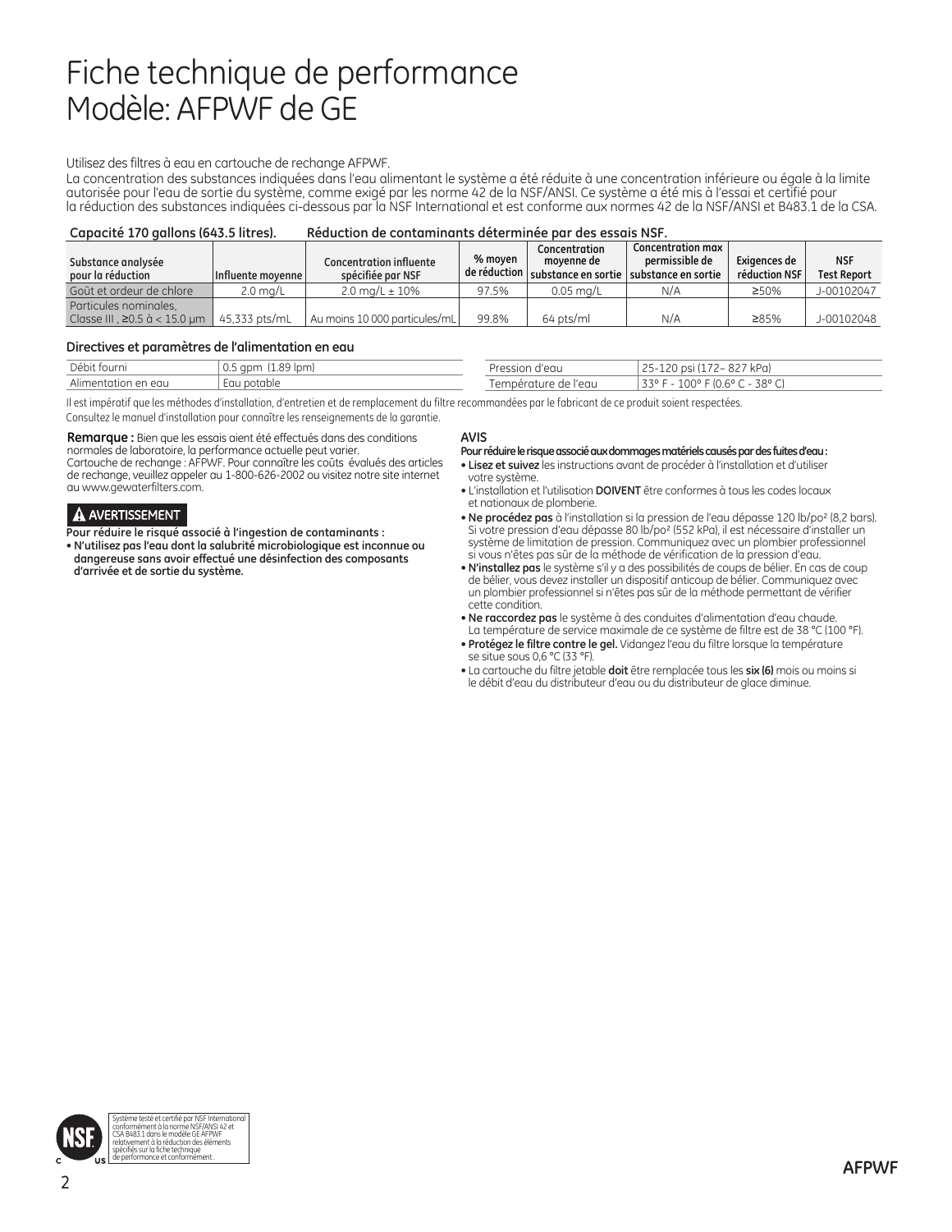# Fiche technique de performance
# Modèle: AFPWF de GE

Utilisez des filtres à eau en cartouche de rechange AFPWF.
La concentration des substances indiquées dans l'eau alimentant le système a été réduite à une concentration inférieure ou égale à la limite autorisée pour l'eau de sortie du système, comme exigé par les norme 42 de la NSF/ANSI. Ce système a été mis à l'essai et certifié pour la réduction des substances indiquées ci-dessous par la NSF International et est conforme aux normes 42 de la NSF/ANSI et B483.1 de la CSA.

**Capacité 170 gallons (643.5 litres).** **Réduction de contaminants déterminée par des essais NSF.**

| Substance analysée pour la réduction | Influente moyenne | Concentration influente spécifiée par NSF | % moyen de réduction | Concentration moyenne de substance en sortie | Concentration max permissible de substance en sortie | Exigences de réduction NSF | NSF Test Report |
|---|---|---|---|---|---|---|---|
| Goût et ordeur de chlore | 2.0 mg/L | 2.0 mg/L ± 10% | 97.5% | 0.05 mg/L | N/A | ≥50% | J-00102047 |
| Particules nominales, Classe III , ≥0.5 à < 15.0 µm | 45,333 pts/mL | Au moins 10 000 particules/mL | 99.8% | 64 pts/ml | N/A | ≥85% | J-00102048 |

### Directives et paramètres de l'alimentation en eau

| | | | |
|---|---|---|---|
| Débit fourni | 0.5 gpm (1.89 lpm) | Pression d'eau | 25-120 psi (172– 827 kPa) |
| Alimentation en eau | Eau potable | Température de l'eau | 33° F - 100° F (0.6° C - 38° C) |

*Il est impératif que les méthodes d'installation, d'entretien et de remplacement du filtre recommandées par le fabricant de ce produit soient respectées.*
*Consultez le manuel d'installation pour connaître les renseignements de la garantie.*

**Remarque :** Bien que les essais aient été effectués dans des conditions normales de laboratoire, la performance actuelle peut varier.
Cartouche de rechange : AFPWF. Pour connaître les coûts évalués des articles de rechange, veuillez appeler au 1-800-626-2002 ou visitez notre site internet au www.gewaterfilters.com.

**⚠ AVERTISSEMENT**

**Pour réduire le risqué associé à l'ingestion de contaminants :**
- **N'utilisez pas l'eau dont la salubrité microbiologique est inconnue ou dangereuse sans avoir effectué une désinfection des composants d'arrivée et de sortie du système.**

**AVIS**

**Pour réduire le risque associé aux dommages matériels causés par des fuites d'eau :**
- **Lisez et suivez** les instructions avant de procéder à l'installation et d'utiliser votre système.
- L'installation et l'utilisation **DOIVENT** être conformes à tous les codes locaux et nationaux de plomberie.
- **Ne procédez pas** à l'installation si la pression de l'eau dépasse 120 lb/po² (8,2 bars). Si votre pression d'eau dépasse 80 lb/po² (552 kPa), il est nécessaire d'installer un système de limitation de pression. Communiquez avec un plombier professionnel si vous n'êtes pas sûr de la méthode de vérification de la pression d'eau.
- **N'installez pas** le système s'il y a des possibilités de coups de bélier. En cas de coup de bélier, vous devez installer un dispositif anticoup de bélier. Communiquez avec un plombier professionnel si n'êtes pas sûr de la méthode permettant de vérifier cette condition.
- **Ne raccordez pas** le système à des conduites d'alimentation d'eau chaude. La température de service maximale de ce système de filtre est de 38 °C (100 °F).
- **Protégez le filtre contre le gel.** Vidangez l'eau du filtre lorsque la température se situe sous 0,6 °C (33 °F).
- La cartouche du filtre jetable **doit** être remplacée tous les **six (6)** mois ou moins si le débit d'eau du distributeur d'eau ou du distributeur de glace diminue.

Système testé et certifié par NSF International conformément à la norme NSF/ANSI 42 et CSA B483.1 dans le modèle GE AFPWF relativement à la réduction des éléments spécifiés sur la fiche technique de performance et conformément.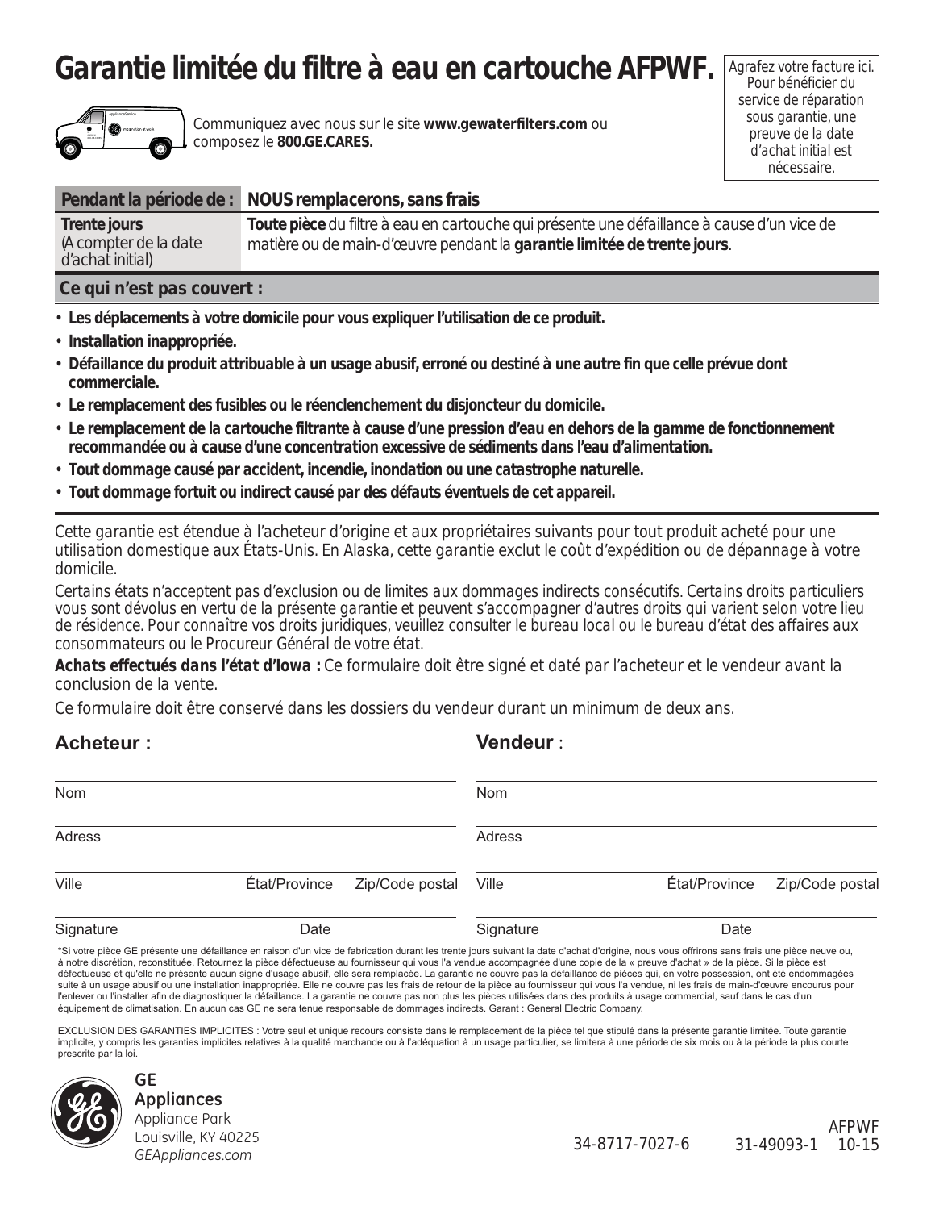# Garantie limitée du filtre à eau en cartouche AFPWF.

Communiquez avec nous sur le site **www.gewaterfilters.com** ou composez le **800.GE.CARES.**

Agrafez votre facture ici. Pour bénéficier du service de réparation sous garantie, une preuve de la date d'achat initial est nécessaire.

| Pendant la période de : | NOUS remplacerons, sans frais |
|---|---|
| **Trente jours** (A compter de la date d'achat initial) | **Toute pièce** du filtre à eau en cartouche qui présente une défaillance à cause d'un vice de matière ou de main-d'œuvre pendant la **garantie limitée de trente jours**. |

**Ce qui n'est pas couvert :**

- **Les déplacements à votre domicile pour vous expliquer l'utilisation de ce produit.**
- **Installation inappropriée.**
- **Défaillance du produit attribuable à un usage abusif, erroné ou destiné à une autre fin que celle prévue dont commerciale.**
- **Le remplacement des fusibles ou le réenclenchement du disjoncteur du domicile.**
- **Le remplacement de la cartouche filtrante à cause d'une pression d'eau en dehors de la gamme de fonctionnement recommandée ou à cause d'une concentration excessive de sédiments dans l'eau d'alimentation.**
- **Tout dommage causé par accident, incendie, inondation ou une catastrophe naturelle.**
- **Tout dommage fortuit ou indirect causé par des défauts éventuels de cet appareil.**

Cette garantie est étendue à l'acheteur d'origine et aux propriétaires suivants pour tout produit acheté pour une utilisation domestique aux États-Unis. En Alaska, cette garantie exclut le coût d'expédition ou de dépannage à votre domicile.

Certains états n'acceptent pas d'exclusion ou de limites aux dommages indirects consécutifs. Certains droits particuliers vous sont dévolus en vertu de la présente garantie et peuvent s'accompagner d'autres droits qui varient selon votre lieu de résidence. Pour connaître vos droits juridiques, veuillez consulter le bureau local ou le bureau d'état des affaires aux consommateurs ou le Procureur Général de votre état.

**Achats effectués dans l'état d'Iowa :** Ce formulaire doit être signé et daté par l'acheteur et le vendeur avant la conclusion de la vente.

Ce formulaire doit être conservé dans les dossiers du vendeur durant un minimum de deux ans.

**Acheteur :**

Nom

Adress

Ville | État/Province | Zip/Code postal

Signature | Date

**Vendeur :**

Nom

Adress

Ville | État/Province | Zip/Code postal

Signature | Date

*Si votre pièce GE présente une défaillance en raison d'un vice de fabrication durant les trente jours suivant la date d'achat d'origine, nous vous offrirons sans frais une pièce neuve ou, à notre discrétion, reconstituée. Retournez la pièce défectueuse au fournisseur qui vous l'a vendue accompagnée d'une copie de la « preuve d'achat » de la pièce. Si la pièce est défectueuse et qu'elle ne présente aucun signe d'usage abusif, elle sera remplacée. La garantie ne couvre pas la défaillance de pièces qui, en votre possession, ont été endommagées suite à un usage abusif ou une installation inappropriée. Elle ne couvre pas les frais de retour de la pièce au fournisseur qui vous l'a vendue, ni les frais de main-d'œuvre encourus pour l'enlever ou l'installer afin de diagnostiquer la défaillance. La garantie ne couvre pas non plus les pièces utilisées dans des produits à usage commercial, sauf dans le cas d'un équipement de climatisation. En aucun cas GE ne sera tenue responsable de dommages indirects. Garant : General Electric Company.

EXCLUSION DES GARANTIES IMPLICITES : Votre seul et unique recours consiste dans le remplacement de la pièce tel que stipulé dans la présente garantie limitée. Toute garantie implicite, y compris les garanties implicites relatives à la qualité marchande ou à l'adéquation à un usage particulier, se limitera à une période de six mois ou à la période la plus courte prescrite par la loi.

GE Appliances
Appliance Park
Louisville, KY 40225
*GEAppliances.com*

34-8717-7027-6 31-49093-1 AFPWF 10-15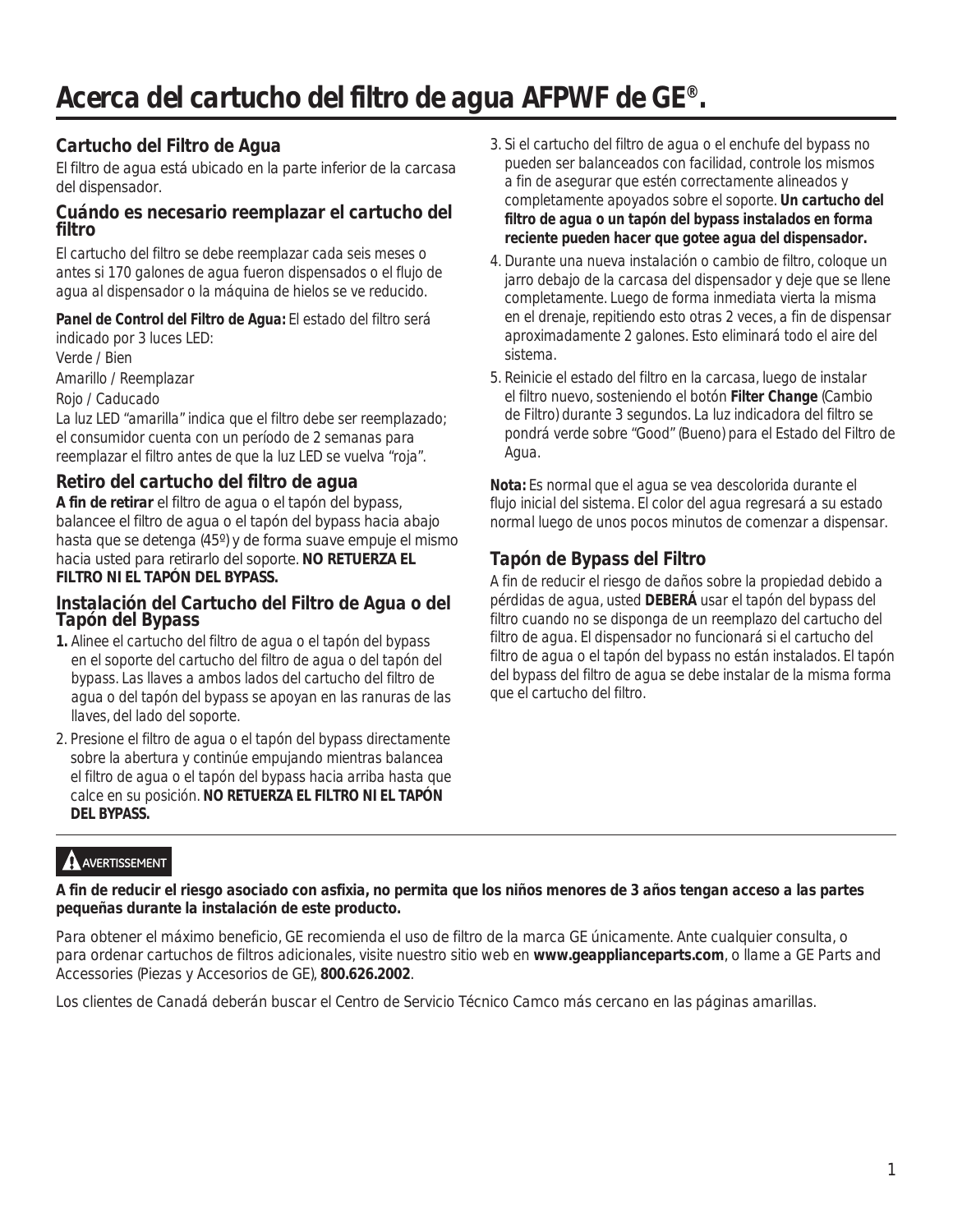# Acerca del cartucho del filtro de agua AFPWF de GE®.

## Cartucho del Filtro de Agua

El filtro de agua está ubicado en la parte inferior de la carcasa del dispensador.

## Cuándo es necesario reemplazar el cartucho del filtro

El cartucho del filtro se debe reemplazar cada seis meses o antes si 170 galones de agua fueron dispensados o el flujo de agua al dispensador o la máquina de hielos se ve reducido.

**Panel de Control del Filtro de Agua:** El estado del filtro será indicado por 3 luces LED:
Verde / Bien
Amarillo / Reemplazar
Rojo / Caducado
La luz LED "amarilla" indica que el filtro debe ser reemplazado; el consumidor cuenta con un período de 2 semanas para reemplazar el filtro antes de que la luz LED se vuelva "roja".

## Retiro del cartucho del filtro de agua

**A fin de retirar** el filtro de agua o el tapón del bypass, balancee el filtro de agua o el tapón del bypass hacia abajo hasta que se detenga (45º) y de forma suave empuje el mismo hacia usted para retirarlo del soporte. **NO RETUERZA EL FILTRO NI EL TAPÓN DEL BYPASS.**

## Instalación del Cartucho del Filtro de Agua o del Tapón del Bypass

1. Alinee el cartucho del filtro de agua o el tapón del bypass en el soporte del cartucho del filtro de agua o del tapón del bypass. Las llaves a ambos lados del cartucho del filtro de agua o del tapón del bypass se apoyan en las ranuras de las llaves, del lado del soporte.
2. Presione el filtro de agua o el tapón del bypass directamente sobre la abertura y continúe empujando mientras balancea el filtro de agua o el tapón del bypass hacia arriba hasta que calce en su posición. **NO RETUERZA EL FILTRO NI EL TAPÓN DEL BYPASS.**
3. Si el cartucho del filtro de agua o el enchufe del bypass no pueden ser balanceados con facilidad, controle los mismos a fin de asegurar que estén correctamente alineados y completamente apoyados sobre el soporte. **Un cartucho del filtro de agua o un tapón del bypass instalados en forma reciente pueden hacer que gotee agua del dispensador.**
4. Durante una nueva instalación o cambio de filtro, coloque un jarro debajo de la carcasa del dispensador y deje que se llene completamente. Luego de forma inmediata vierta la misma en el drenaje, repitiendo esto otras 2 veces, a fin de dispensar aproximadamente 2 galones. Esto eliminará todo el aire del sistema.
5. Reinicie el estado del filtro en la carcasa, luego de instalar el filtro nuevo, sosteniendo el botón **Filter Change** (Cambio de Filtro) durante 3 segundos. La luz indicadora del filtro se pondrá verde sobre "Good" (Bueno) para el Estado del Filtro de Agua.

**Nota:** Es normal que el agua se vea descolorida durante el flujo inicial del sistema. El color del agua regresará a su estado normal luego de unos pocos minutos de comenzar a dispensar.

## Tapón de Bypass del Filtro

A fin de reducir el riesgo de daños sobre la propiedad debido a pérdidas de agua, usted **DEBERÁ** usar el tapón del bypass del filtro cuando no se disponga de un reemplazo del cartucho del filtro de agua. El dispensador no funcionará si el cartucho del filtro de agua o el tapón del bypass no están instalados. El tapón del bypass del filtro de agua se debe instalar de la misma forma que el cartucho del filtro.

**⚠ AVERTISSEMENT**

**A fin de reducir el riesgo asociado con asfixia, no permita que los niños menores de 3 años tengan acceso a las partes pequeñas durante la instalación de este producto.**

Para obtener el máximo beneficio, GE recomienda el uso de filtro de la marca GE únicamente. Ante cualquier consulta, o para ordenar cartuchos de filtros adicionales, visite nuestro sitio web en **www.geapplianceparts.com**, o llame a GE Parts and Accessories (Piezas y Accesorios de GE), **800.626.2002**.

Los clientes de Canadá deberán buscar el Centro de Servicio Técnico Camco más cercano en las páginas amarillas.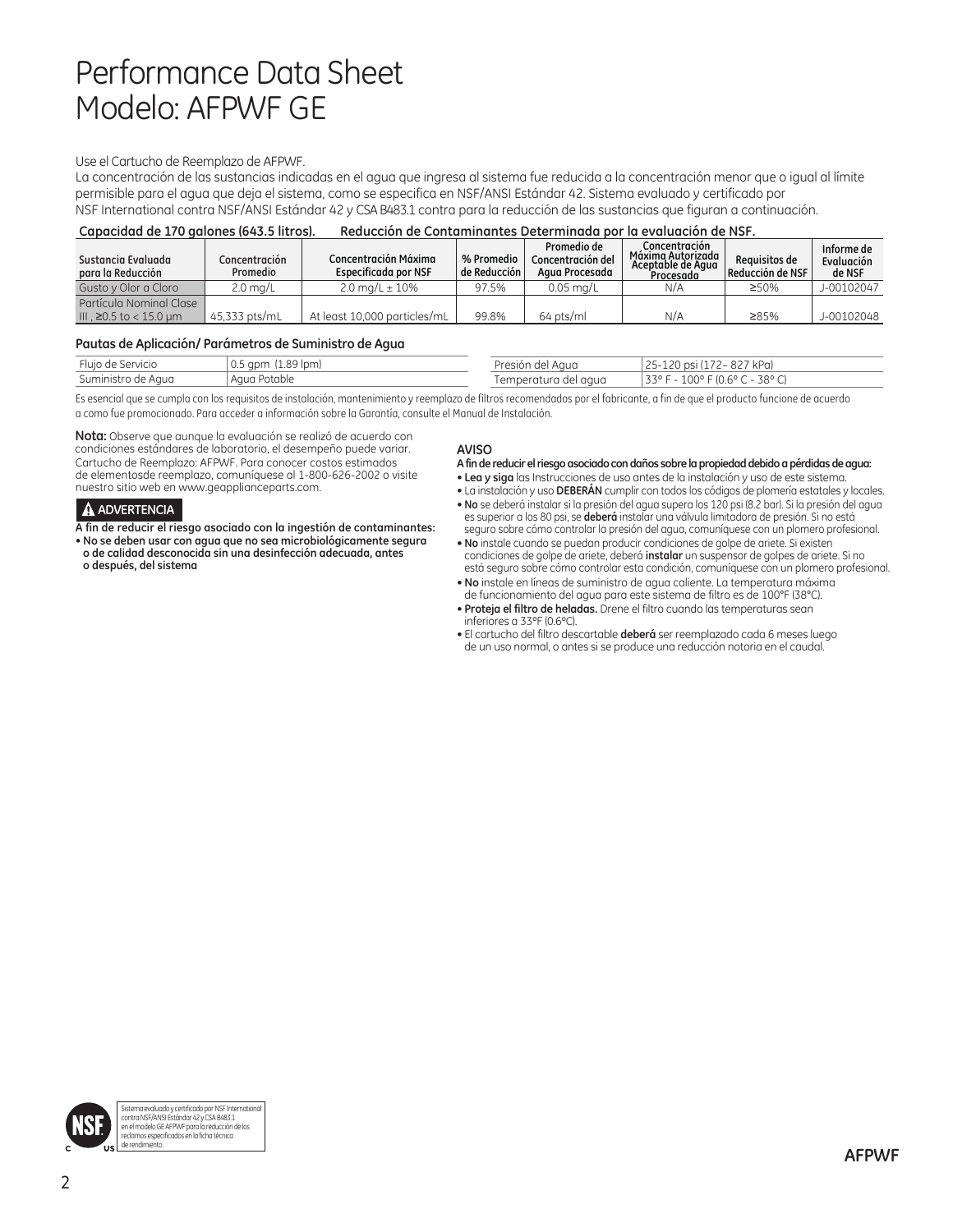# Performance Data Sheet
# Modelo: AFPWF GE

Use el Cartucho de Reemplazo de AFPWF.

La concentración de las sustancias indicadas en el agua que ingresa al sistema fue reducida a la concentración menor que o igual al límite permisible para el agua que deja el sistema, como se especifica en NSF/ANSI Estándar 42. Sistema evaluado y certificado por NSF International contra NSF/ANSI Estándar 42 y CSA B483.1 contra para la reducción de las sustancias que figuran a continuación.

**Capacidad de 170 galones (643.5 litros). Reducción de Contaminantes Determinada por la evaluación de NSF.**

| Sustancia Evaluada para la Reducción | Concentración Promedio | Concentración Máxima Especificada por NSF | % Promedio de Reducción | Promedio de Concentración del Agua Procesada | Concentración Máxima Autorizada Aceptable de Agua Procesada | Requisitos de Reducción de NSF | Informe de Evaluación de NSF |
|---|---|---|---|---|---|---|---|
| Gusto y Olor a Cloro | 2.0 mg/L | 2.0 mg/L ± 10% | 97.5% | 0.05 mg/L | N/A | ≥50% | J-00102047 |
| Partícula Nominal Clase III , ≥0.5 to < 15.0 µm | 45,333 pts/mL | At least 10,000 particles/mL | 99.8% | 64 pts/ml | N/A | ≥85% | J-00102048 |

**Pautas de Aplicación/ Parámetros de Suministro de Agua**

| | | | |
|---|---|---|---|
| Flujo de Servicio | 0.5 gpm (1.89 lpm) | Presión del Agua | 25-120 psi (172– 827 kPa) |
| Suministro de Agua | Agua Potable | Temperatura del agua | 33° F - 100° F (0.6° C - 38° C) |

Es esencial que se cumpla con los requisitos de instalación, mantenimiento y reemplazo de filtros recomendados por el fabricante, a fin de que el producto funcione de acuerdo a como fue promocionado. Para acceder a información sobre la Garantía, consulte el Manual de Instalación.

**Nota:** Observe que aunque la evaluación se realizó de acuerdo con condiciones estándares de laboratorio, el desempeño puede variar. Cartucho de Reemplazo: AFPWF. Para conocer costos estimados de elementosde reemplazo, comuníquese al 1-800-626-2002 o visite nuestro sitio web en www.geapplianceparts.com.

**⚠ ADVERTENCIA**

**A fin de reducir el riesgo asociado con la ingestión de contaminantes:**

- **No se deben usar con agua que no sea microbiológicamente segura o de calidad desconocida sin una desinfección adecuada, antes o después, del sistema**

**AVISO**

**A fin de reducir el riesgo asociado con daños sobre la propiedad debido a pérdidas de agua:**

- **Lea y siga** las Instrucciones de uso antes de la instalación y uso de este sistema.
- La instalación y uso **DEBERÁN** cumplir con todos los códigos de plomería estatales y locales.
- **No** se deberá instalar si la presión del agua supera los 120 psi (8.2 bar). Si la presión del agua es superior a los 80 psi, se **deberá** instalar una válvula limitadora de presión. Si no está seguro sobre cómo controlar la presión del agua, comuníquese con un plomero profesional.
- **No** instale cuando se puedan producir condiciones de golpe de ariete. Si existen condiciones de golpe de ariete, deberá **instalar** un suspensor de golpes de ariete. Si no está seguro sobre cómo controlar esta condición, comuníquese con un plomero profesional.
- **No** instale en líneas de suministro de agua caliente. La temperatura máxima de funcionamiento del agua para este sistema de filtro es de 100°F (38°C).
- **Proteja el filtro de heladas.** Drene el filtro cuando las temperaturas sean inferiores a 33°F (0.6°C).
- El cartucho del filtro descartable **deberá** ser reemplazado cada 6 meses luego de un uso normal, o antes si se produce una reducción notoria en el caudal.

Sistema evaluado y certificado por NSF International contra NSF/ANSI Estándar 42 y CSA B483.1 en el modelo GE AFPWF para la reducción de los reclamos especificados en la ficha técnica de rendimiento.

**AFPWF**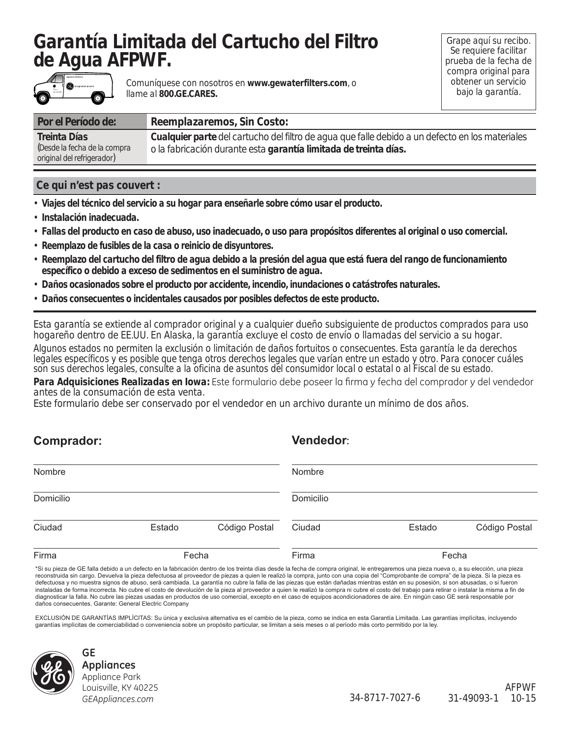# Garantía Limitada del Cartucho del Filtro de Agua AFPWF.

Comuníquese con nosotros en **www.gewaterfilters.com**, o llame al **800.GE.CARES.**

Grape aquí su recibo. Se requiere facilitar prueba de la fecha de compra original para obtener un servicio bajo la garantía.

| Por el Período de: | Reemplazaremos, Sin Costo: |
| --- | --- |
| **Treinta Días** (Desde la fecha de la compra original del refrigerador) | **Cualquier parte** del cartucho del filtro de agua que falle debido a un defecto en los materiales o la fabricación durante esta **garantía limitada de treinta días.** |

**Ce qui n'est pas couvert :**

- **Viajes del técnico del servicio a su hogar para enseñarle sobre cómo usar el producto.**
- **Instalación inadecuada.**
- **Fallas del producto en caso de abuso, uso inadecuado, o uso para propósitos diferentes al original o uso comercial.**
- **Reemplazo de fusibles de la casa o reinicio de disyuntores.**
- **Reemplazo del cartucho del filtro de agua debido a la presión del agua que está fuera del rango de funcionamiento específico o debido a exceso de sedimentos en el suministro de agua.**
- **Daños ocasionados sobre el producto por accidente, incendio, inundaciones o catástrofes naturales.**
- **Daños consecuentes o incidentales causados por posibles defectos de este producto.**

Esta garantía se extiende al comprador original y a cualquier dueño subsiguiente de productos comprados para uso hogareño dentro de EE.UU. En Alaska, la garantía excluye el costo de envío o llamadas del servicio a su hogar.

Algunos estados no permiten la exclusión o limitación de daños fortuitos o consecuentes. Esta garantía le da derechos legales específicos y es posible que tenga otros derechos legales que varían entre un estado y otro. Para conocer cuáles son sus derechos legales, consulte a la oficina de asuntos del consumidor local o estatal o al Fiscal de su estado.

**Para Adquisiciones Realizadas en Iowa:** Este formulario debe poseer la firma y fecha del comprador y del vendedor antes de la consumación de esta venta.
Este formulario debe ser conservado por el vendedor en un archivo durante un mínimo de dos años.

**Comprador:**

Nombre

Domicilio

Ciudad Estado Código Postal

Firma Fecha

**Vendedor:**

Nombre

Domicilio

Ciudad Estado Código Postal

Firma Fecha

*Si su pieza de GE falla debido a un defecto en la fabricación dentro de los treinta días desde la fecha de compra original, le entregaremos una pieza nueva o, a su elección, una pieza reconstruida sin cargo. Devuelva la pieza defectuosa al proveedor de piezas a quien le realizó la compra, junto con una copia del "Comprobante de compra" de la pieza. Si la pieza es defectuosa y no muestra signos de abuso, será cambiada. La garantía no cubre la falla de las piezas que están dañadas mientras están en su posesión, si son abusadas, o si fueron instaladas de forma incorrecta. No cubre el costo de devolución de la pieza al proveedor a quien le realizó la compra ni cubre el costo del trabajo para retirar o instalar la misma a fin de diagnosticar la falla. No cubre las piezas usadas en productos de uso comercial, excepto en el caso de equipos acondicionadores de aire. En ningún caso GE será responsable por daños consecuentes. Garante: General Electric Company

EXCLUSIÓN DE GARANTÍAS IMPLÍCITAS: Su única y exclusiva alternativa es el cambio de la pieza, como se indica en esta Garantía Limitada. Las garantías implícitas, incluyendo garantías implícitas de comerciabilidad o conveniencia sobre un propósito particular, se limitan a seis meses o al período más corto permitido por la ley.

**GE Appliances**
Appliance Park
Louisville, KY 40225
*GEAppliances.com*

34-8717-7027-6

AFPWF
31-49093-1 10-15